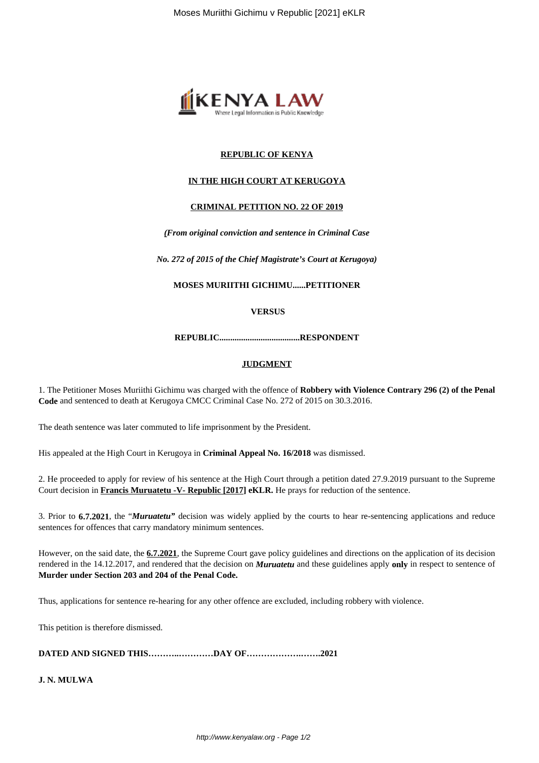**REPUBLIC OF KENYA**

**IN THE HIGH COURT AT KERUGOYA**

**CRIMINAL PETITION NO. 22 OF 2019**

***(From original conviction and sentence in Criminal Case***

***No. 272 of 2015 of the Chief Magistrate's Court at Kerugoya)***

**MOSES MURIITHI GICHIMU......PETITIONER**

**VERSUS**

**REPUBLIC.....................................RESPONDENT**

**JUDGMENT**

1. The Petitioner Moses Muriithi Gichimu was charged with the offence of **Robbery with Violence Contrary 296 (2) of the Penal Code** and sentenced to death at Kerugoya CMCC Criminal Case No. 272 of 2015 on 30.3.2016.

The death sentence was later commuted to life imprisonment by the President.

His appealed at the High Court in Kerugoya in **Criminal Appeal No. 16/2018** was dismissed.

2. He proceeded to apply for review of his sentence at the High Court through a petition dated 27.9.2019 pursuant to the Supreme Court decision in **Francis Muruatetu -V- Republic [2017] eKLR.** He prays for reduction of the sentence.

3. Prior to **6.7.2021**, the "***Muruatetu"*** decision was widely applied by the courts to hear re-sentencing applications and reduce sentences for offences that carry mandatory minimum sentences.

However, on the said date, the **6.7.2021**, the Supreme Court gave policy guidelines and directions on the application of its decision rendered in the 14.12.2017, and rendered that the decision on ***Muruatetu*** and these guidelines apply **only** in respect to sentence of **Murder under Section 203 and 204 of the Penal Code.**

Thus, applications for sentence re-hearing for any other offence are excluded, including robbery with violence.

This petition is therefore dismissed.

**DATED AND SIGNED THIS……….…………DAY OF………………….…….2021**

**J. N. MULWA**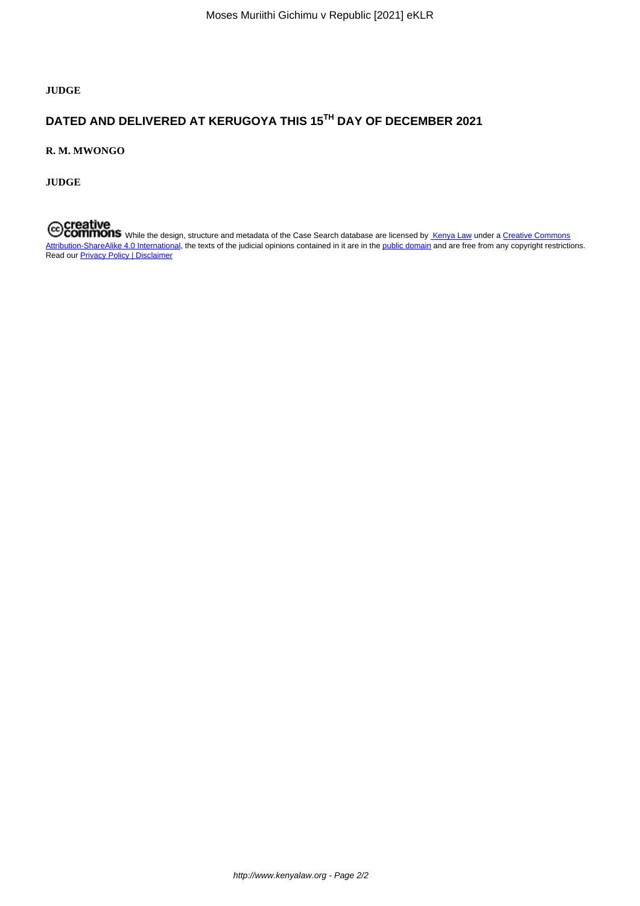**JUDGE**

**DATED AND DELIVERED AT KERUGOYA THIS 15[TH] DAY OF DECEMBER 2021**

**R. M. MWONGO**

**JUDGE**

While the design, structure and metadata of the Case Search database are licensed by Kenya Law under a Creative Commons Attribution-ShareAlike 4.0 International, the texts of the judicial opinions contained in it are in the public domain and are free from any copyright restrictions. Read our Privacy Policy | Disclaimer